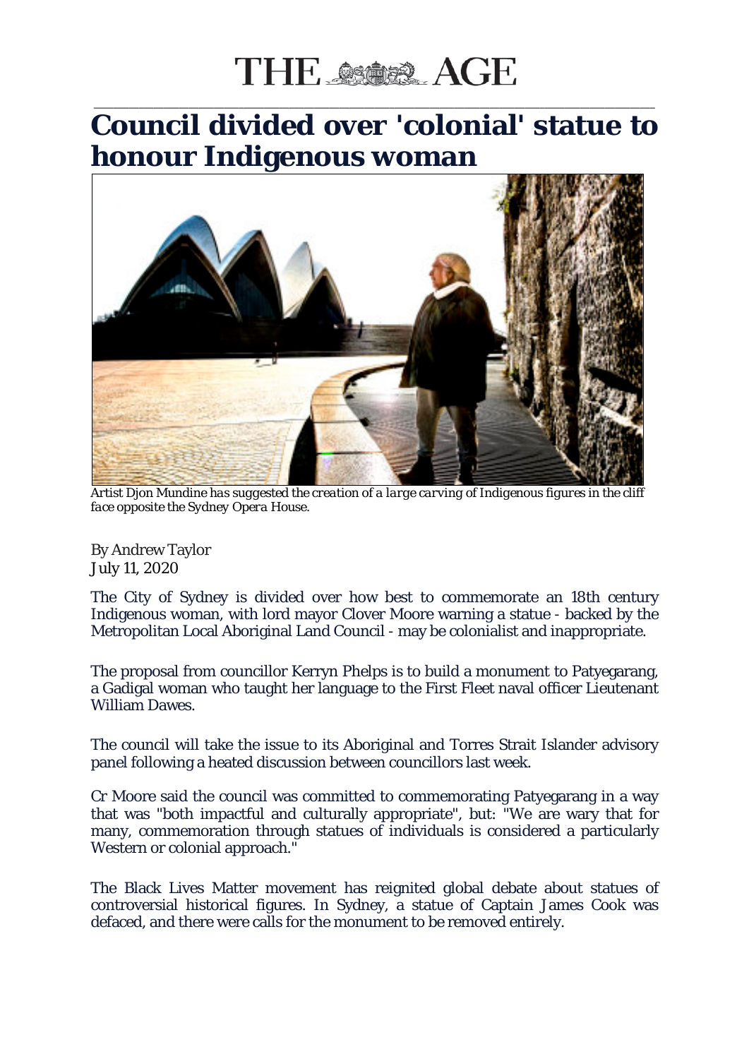THE AGE

# Council divided over 'colonial' statue to honour Indigenous woman

*Artist Djon Mundine has suggested the creation of a large carving of Indigenous figures in the cliff face opposite the Sydney Opera House.*

By Andrew Taylor
July 11, 2020

The City of Sydney is divided over how best to commemorate an 18th century Indigenous woman, with lord mayor Clover Moore warning a statue - backed by the Metropolitan Local Aboriginal Land Council - may be colonialist and inappropriate.

The proposal from councillor Kerryn Phelps is to build a monument to Patyegarang, a Gadigal woman who taught her language to the First Fleet naval officer Lieutenant William Dawes.

The council will take the issue to its Aboriginal and Torres Strait Islander advisory panel following a heated discussion between councillors last week.

Cr Moore said the council was committed to commemorating Patyegarang in a way that was "both impactful and culturally appropriate", but: "We are wary that for many, commemoration through statues of individuals is considered a particularly Western or colonial approach."

The Black Lives Matter movement has reignited global debate about statues of controversial historical figures. In Sydney, a statue of Captain James Cook was defaced, and there were calls for the monument to be removed entirely.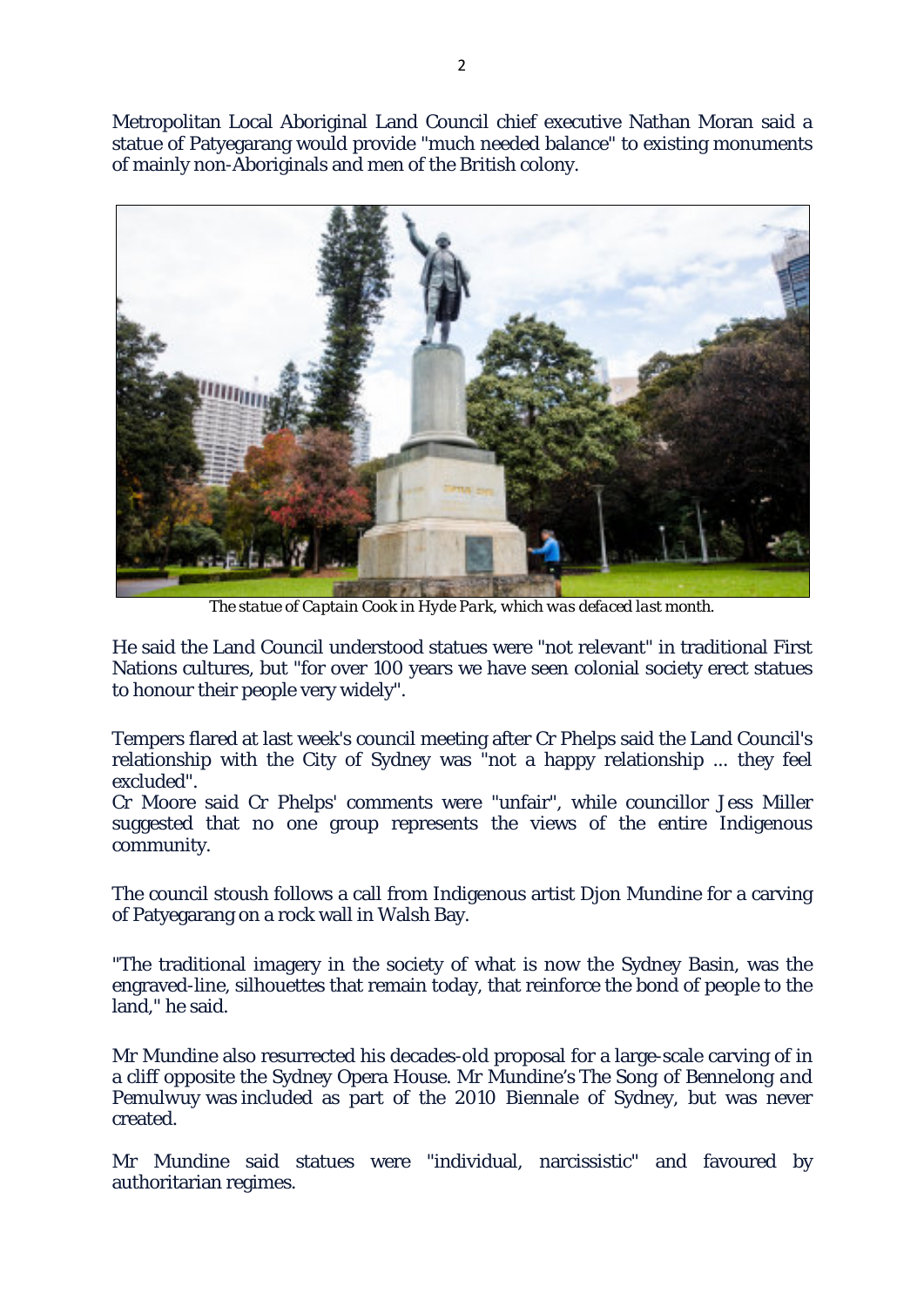Metropolitan Local Aboriginal Land Council chief executive Nathan Moran said a statue of Patyegarang would provide "much needed balance" to existing monuments of mainly non-Aboriginals and men of the British colony.

*The statue of Captain Cook in Hyde Park, which was defaced last month.*

He said the Land Council understood statues were "not relevant" in traditional First Nations cultures, but "for over 100 years we have seen colonial society erect statues to honour their people very widely".

Tempers flared at last week's council meeting after Cr Phelps said the Land Council's relationship with the City of Sydney was "not a happy relationship ... they feel excluded".

Cr Moore said Cr Phelps' comments were "unfair", while councillor Jess Miller suggested that no one group represents the views of the entire Indigenous community.

The council stoush follows a call from Indigenous artist Djon Mundine for a carving of Patyegarang on a rock wall in Walsh Bay.

"The traditional imagery in the society of what is now the Sydney Basin, was the engraved-line, silhouettes that remain today, that reinforce the bond of people to the land," he said.

Mr Mundine also resurrected his decades-old proposal for a large-scale carving of in a cliff opposite the Sydney Opera House. Mr Mundine's *The Song of Bennelong and Pemulwuy* was included as part of the 2010 Biennale of Sydney, but was never created.

Mr Mundine said statues were "individual, narcissistic" and favoured by authoritarian regimes.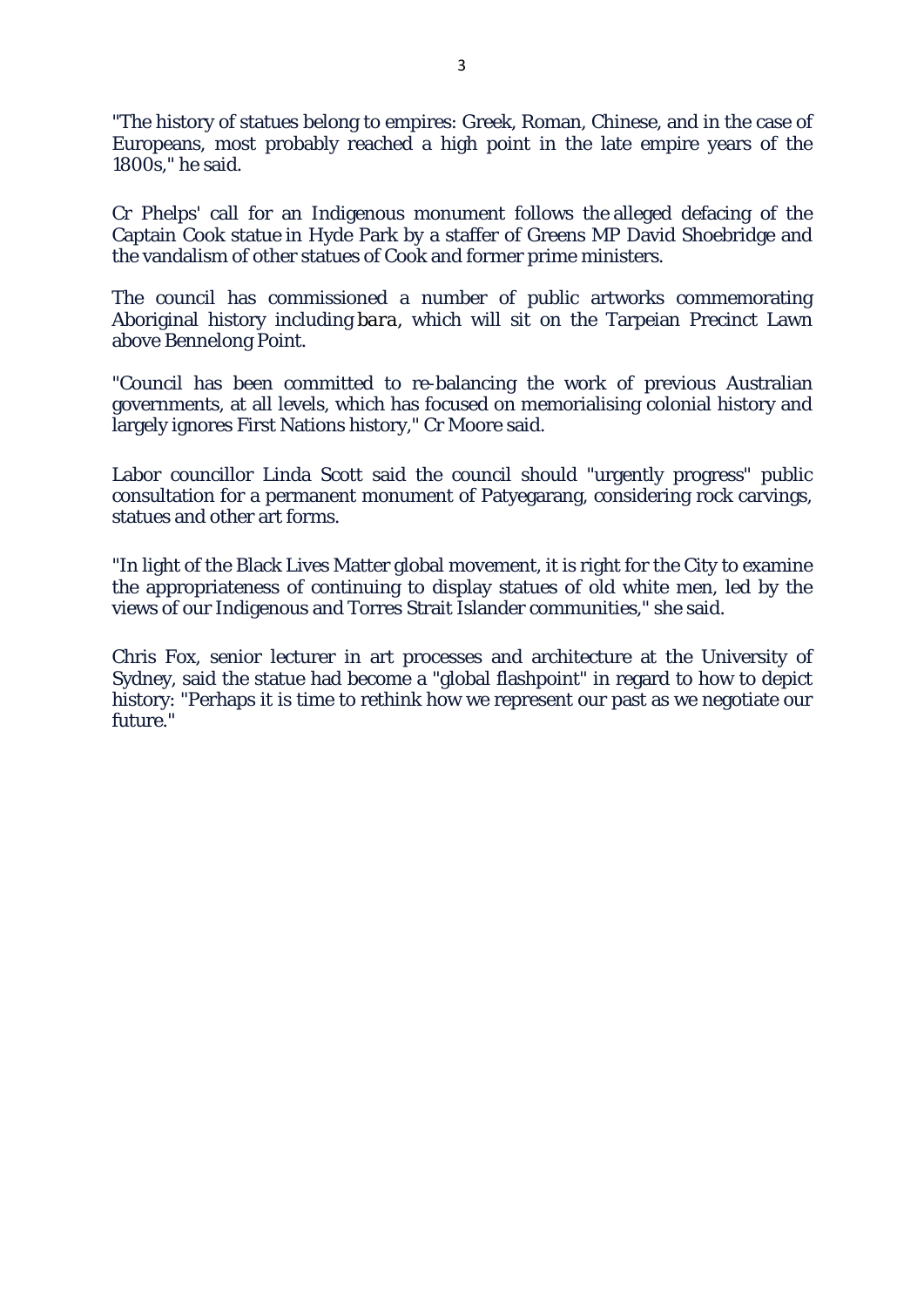"The history of statues belong to empires: Greek, Roman, Chinese, and in the case of Europeans, most probably reached a high point in the late empire years of the 1800s," he said.

Cr Phelps' call for an Indigenous monument follows the alleged defacing of the Captain Cook statue in Hyde Park by a staffer of Greens MP David Shoebridge and the vandalism of other statues of Cook and former prime ministers.

The council has commissioned a number of public artworks commemorating Aboriginal history including *bara*, which will sit on the Tarpeian Precinct Lawn above Bennelong Point.

"Council has been committed to re-balancing the work of previous Australian governments, at all levels, which has focused on memorialising colonial history and largely ignores First Nations history," Cr Moore said.

Labor councillor Linda Scott said the council should "urgently progress" public consultation for a permanent monument of Patyegarang, considering rock carvings, statues and other art forms.

"In light of the Black Lives Matter global movement, it is right for the City to examine the appropriateness of continuing to display statues of old white men, led by the views of our Indigenous and Torres Strait Islander communities," she said.

Chris Fox, senior lecturer in art processes and architecture at the University of Sydney, said the statue had become a "global flashpoint" in regard to how to depict history: "Perhaps it is time to rethink how we represent our past as we negotiate our future."